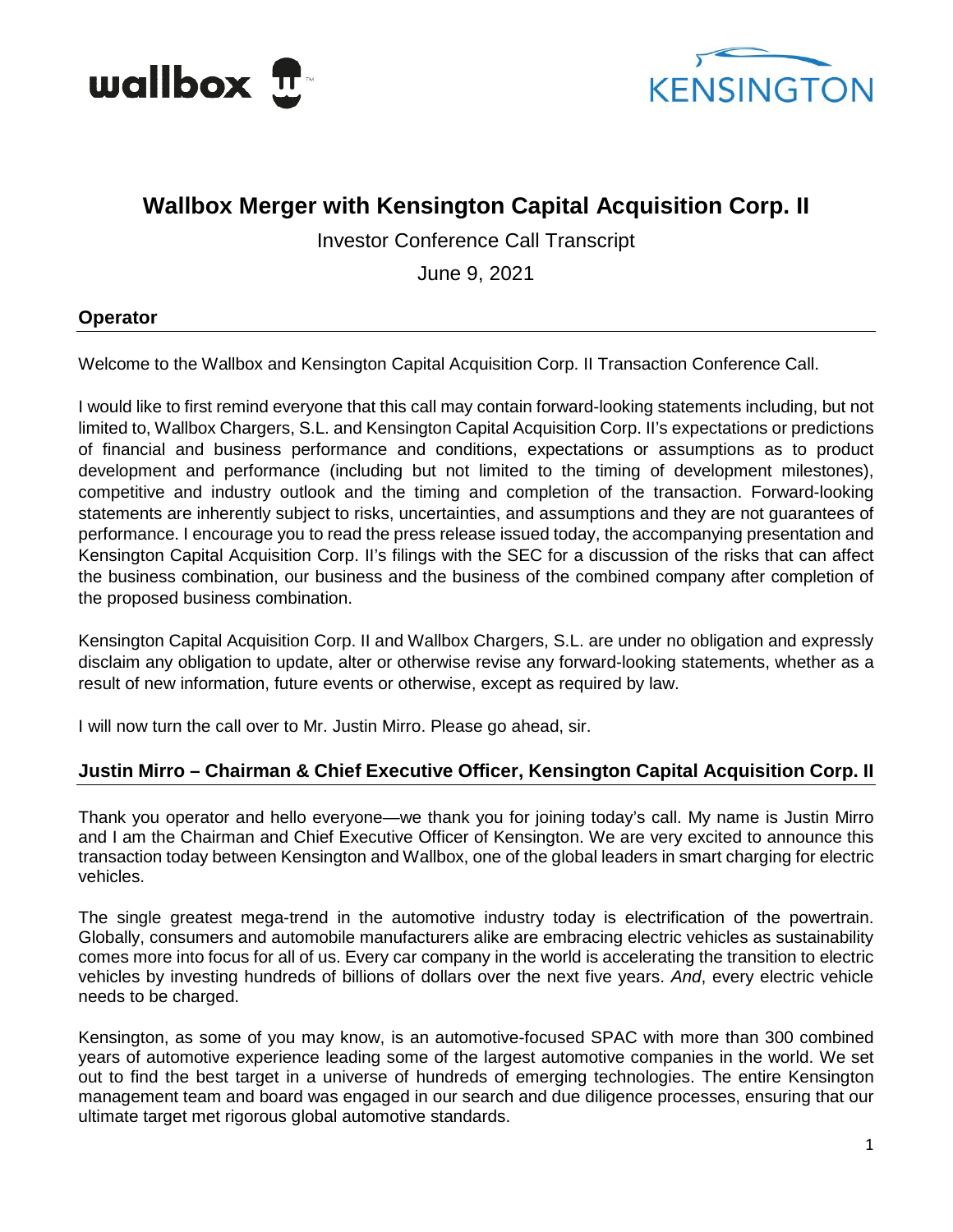# Wallbox Merger with Kensington Capital Acquisition Corp. II

Investor Conference Call Transcript

June 9, 2021

## Operator

Welcome to the Wallbox and Kensington Capital Acquisition Corp. II Transaction Conference Call.

I would like to first remind everyone that this call may contain forward-looking statements including, but not limited to, Wallbox Chargers, S.L. and Kensington Capital Acquisition Corp. II's expectations or predictions of financial and business performance and conditions, expectations or assumptions as to product development and performance (including but not limited to the timing of development milestones), competitive and industry outlook and the timing and completion of the transaction. Forward-looking statements are inherently subject to risks, uncertainties, and assumptions and they are not guarantees of performance. I encourage you to read the press release issued today, the accompanying presentation and Kensington Capital Acquisition Corp. II's filings with the SEC for a discussion of the risks that can affect the business combination, our business and the business of the combined company after completion of the proposed business combination.

Kensington Capital Acquisition Corp. II and Wallbox Chargers, S.L. are under no obligation and expressly disclaim any obligation to update, alter or otherwise revise any forward-looking statements, whether as a result of new information, future events or otherwise, except as required by law.

I will now turn the call over to Mr. Justin Mirro. Please go ahead, sir.

## Justin Mirro – Chairman & Chief Executive Officer, Kensington Capital Acquisition Corp. II

Thank you operator and hello everyone—we thank you for joining today's call. My name is Justin Mirro and I am the Chairman and Chief Executive Officer of Kensington. We are very excited to announce this transaction today between Kensington and Wallbox, one of the global leaders in smart charging for electric vehicles.

The single greatest mega-trend in the automotive industry today is electrification of the powertrain. Globally, consumers and automobile manufacturers alike are embracing electric vehicles as sustainability comes more into focus for all of us. Every car company in the world is accelerating the transition to electric vehicles by investing hundreds of billions of dollars over the next five years. *And*, every electric vehicle needs to be charged.

Kensington, as some of you may know, is an automotive-focused SPAC with more than 300 combined years of automotive experience leading some of the largest automotive companies in the world. We set out to find the best target in a universe of hundreds of emerging technologies. The entire Kensington management team and board was engaged in our search and due diligence processes, ensuring that our ultimate target met rigorous global automotive standards.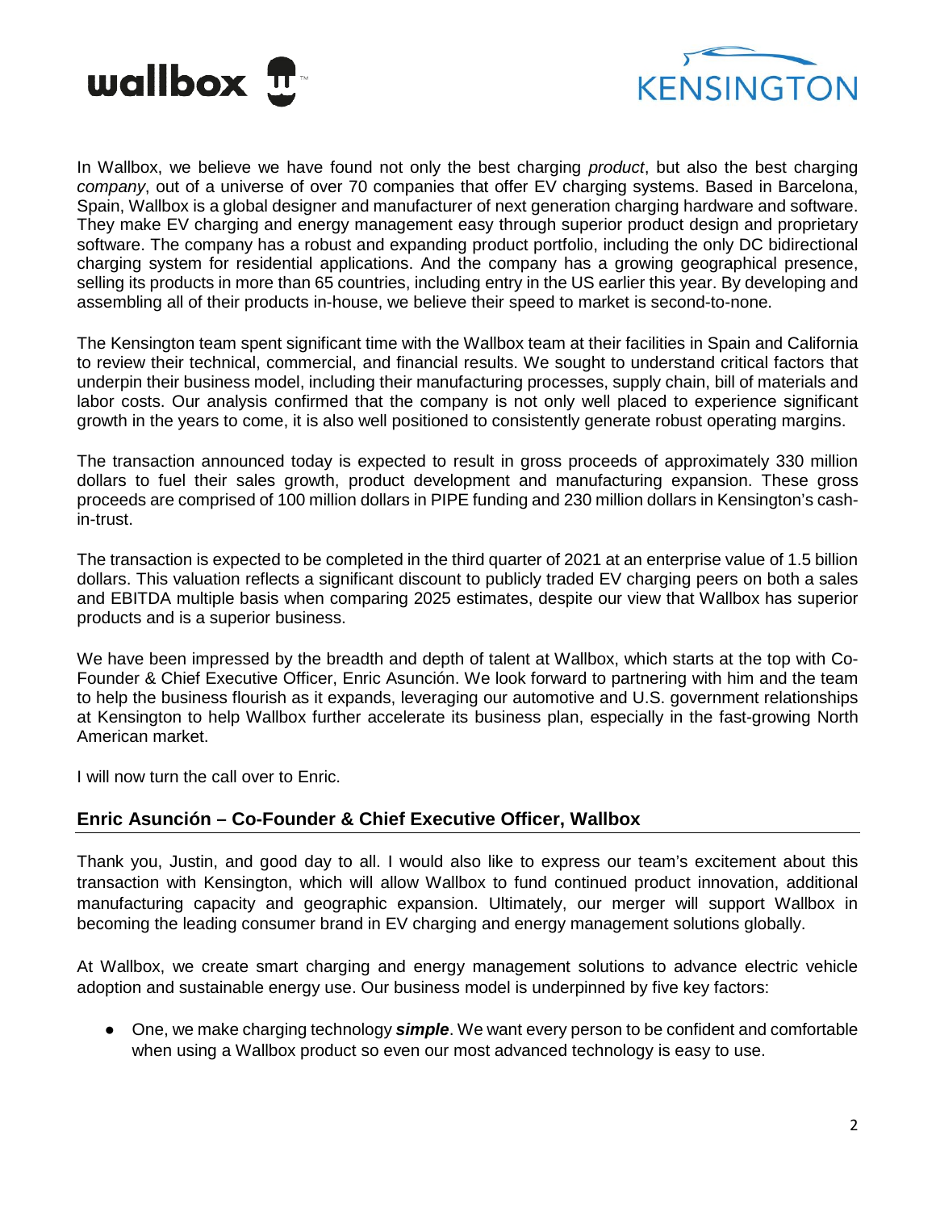In Wallbox, we believe we have found not only the best charging *product*, but also the best charging *company*, out of a universe of over 70 companies that offer EV charging systems. Based in Barcelona, Spain, Wallbox is a global designer and manufacturer of next generation charging hardware and software. They make EV charging and energy management easy through superior product design and proprietary software. The company has a robust and expanding product portfolio, including the only DC bidirectional charging system for residential applications. And the company has a growing geographical presence, selling its products in more than 65 countries, including entry in the US earlier this year. By developing and assembling all of their products in-house, we believe their speed to market is second-to-none.

The Kensington team spent significant time with the Wallbox team at their facilities in Spain and California to review their technical, commercial, and financial results. We sought to understand critical factors that underpin their business model, including their manufacturing processes, supply chain, bill of materials and labor costs. Our analysis confirmed that the company is not only well placed to experience significant growth in the years to come, it is also well positioned to consistently generate robust operating margins.

The transaction announced today is expected to result in gross proceeds of approximately 330 million dollars to fuel their sales growth, product development and manufacturing expansion. These gross proceeds are comprised of 100 million dollars in PIPE funding and 230 million dollars in Kensington's cash-in-trust.

The transaction is expected to be completed in the third quarter of 2021 at an enterprise value of 1.5 billion dollars. This valuation reflects a significant discount to publicly traded EV charging peers on both a sales and EBITDA multiple basis when comparing 2025 estimates, despite our view that Wallbox has superior products and is a superior business.

We have been impressed by the breadth and depth of talent at Wallbox, which starts at the top with Co-Founder & Chief Executive Officer, Enric Asunción. We look forward to partnering with him and the team to help the business flourish as it expands, leveraging our automotive and U.S. government relationships at Kensington to help Wallbox further accelerate its business plan, especially in the fast-growing North American market.

I will now turn the call over to Enric.

## Enric Asunción – Co-Founder & Chief Executive Officer, Wallbox

Thank you, Justin, and good day to all. I would also like to express our team's excitement about this transaction with Kensington, which will allow Wallbox to fund continued product innovation, additional manufacturing capacity and geographic expansion. Ultimately, our merger will support Wallbox in becoming the leading consumer brand in EV charging and energy management solutions globally.

At Wallbox, we create smart charging and energy management solutions to advance electric vehicle adoption and sustainable energy use. Our business model is underpinned by five key factors:

- One, we make charging technology ***simple***. We want every person to be confident and comfortable when using a Wallbox product so even our most advanced technology is easy to use.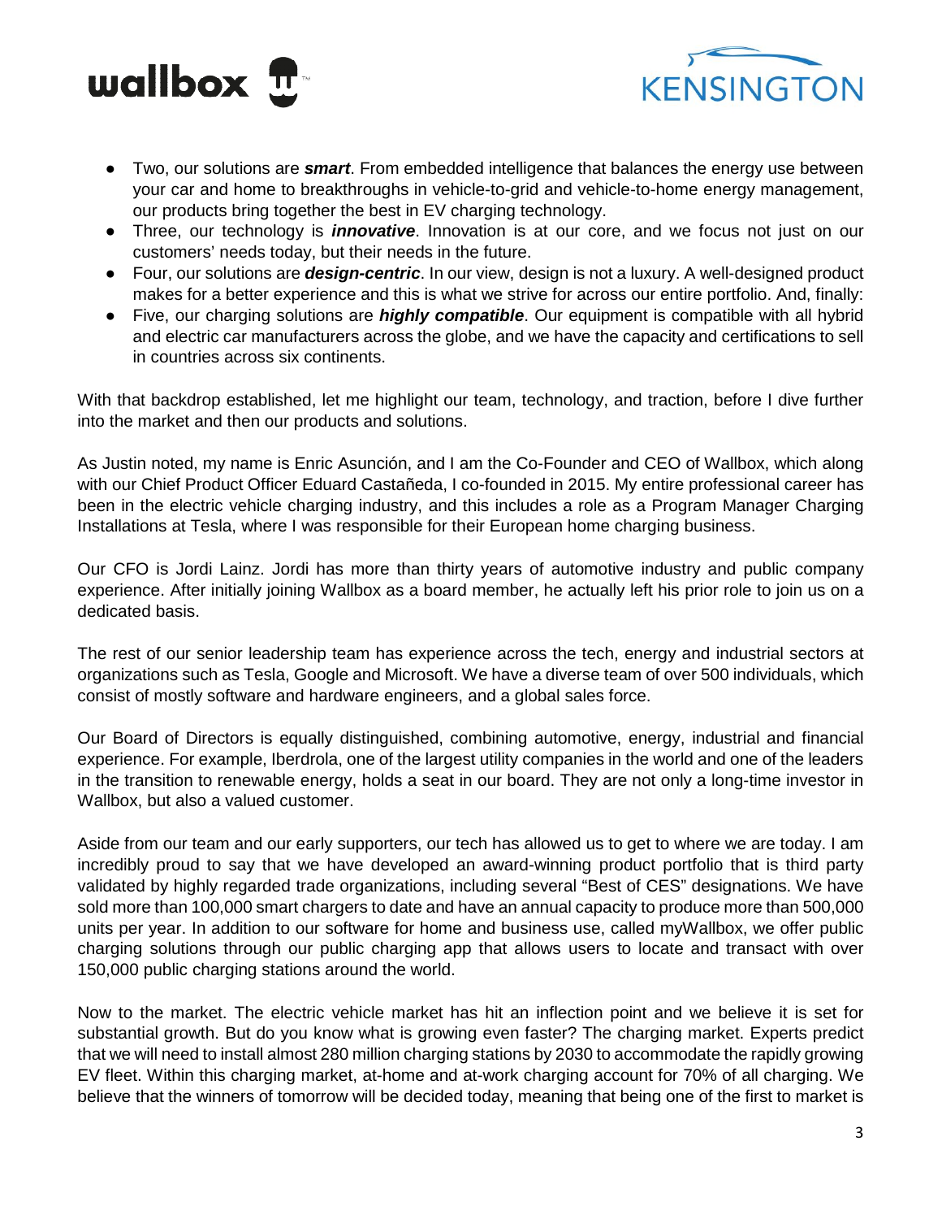- Two, our solutions are ***smart***. From embedded intelligence that balances the energy use between your car and home to breakthroughs in vehicle-to-grid and vehicle-to-home energy management, our products bring together the best in EV charging technology.
- Three, our technology is ***innovative***. Innovation is at our core, and we focus not just on our customers' needs today, but their needs in the future.
- Four, our solutions are ***design-centric***. In our view, design is not a luxury. A well-designed product makes for a better experience and this is what we strive for across our entire portfolio. And, finally:
- Five, our charging solutions are ***highly compatible***. Our equipment is compatible with all hybrid and electric car manufacturers across the globe, and we have the capacity and certifications to sell in countries across six continents.

With that backdrop established, let me highlight our team, technology, and traction, before I dive further into the market and then our products and solutions.

As Justin noted, my name is Enric Asunción, and I am the Co-Founder and CEO of Wallbox, which along with our Chief Product Officer Eduard Castañeda, I co-founded in 2015. My entire professional career has been in the electric vehicle charging industry, and this includes a role as a Program Manager Charging Installations at Tesla, where I was responsible for their European home charging business.

Our CFO is Jordi Lainz. Jordi has more than thirty years of automotive industry and public company experience. After initially joining Wallbox as a board member, he actually left his prior role to join us on a dedicated basis.

The rest of our senior leadership team has experience across the tech, energy and industrial sectors at organizations such as Tesla, Google and Microsoft. We have a diverse team of over 500 individuals, which consist of mostly software and hardware engineers, and a global sales force.

Our Board of Directors is equally distinguished, combining automotive, energy, industrial and financial experience. For example, Iberdrola, one of the largest utility companies in the world and one of the leaders in the transition to renewable energy, holds a seat in our board. They are not only a long-time investor in Wallbox, but also a valued customer.

Aside from our team and our early supporters, our tech has allowed us to get to where we are today. I am incredibly proud to say that we have developed an award-winning product portfolio that is third party validated by highly regarded trade organizations, including several "Best of CES" designations. We have sold more than 100,000 smart chargers to date and have an annual capacity to produce more than 500,000 units per year. In addition to our software for home and business use, called myWallbox, we offer public charging solutions through our public charging app that allows users to locate and transact with over 150,000 public charging stations around the world.

Now to the market. The electric vehicle market has hit an inflection point and we believe it is set for substantial growth. But do you know what is growing even faster? The charging market. Experts predict that we will need to install almost 280 million charging stations by 2030 to accommodate the rapidly growing EV fleet. Within this charging market, at-home and at-work charging account for 70% of all charging. We believe that the winners of tomorrow will be decided today, meaning that being one of the first to market is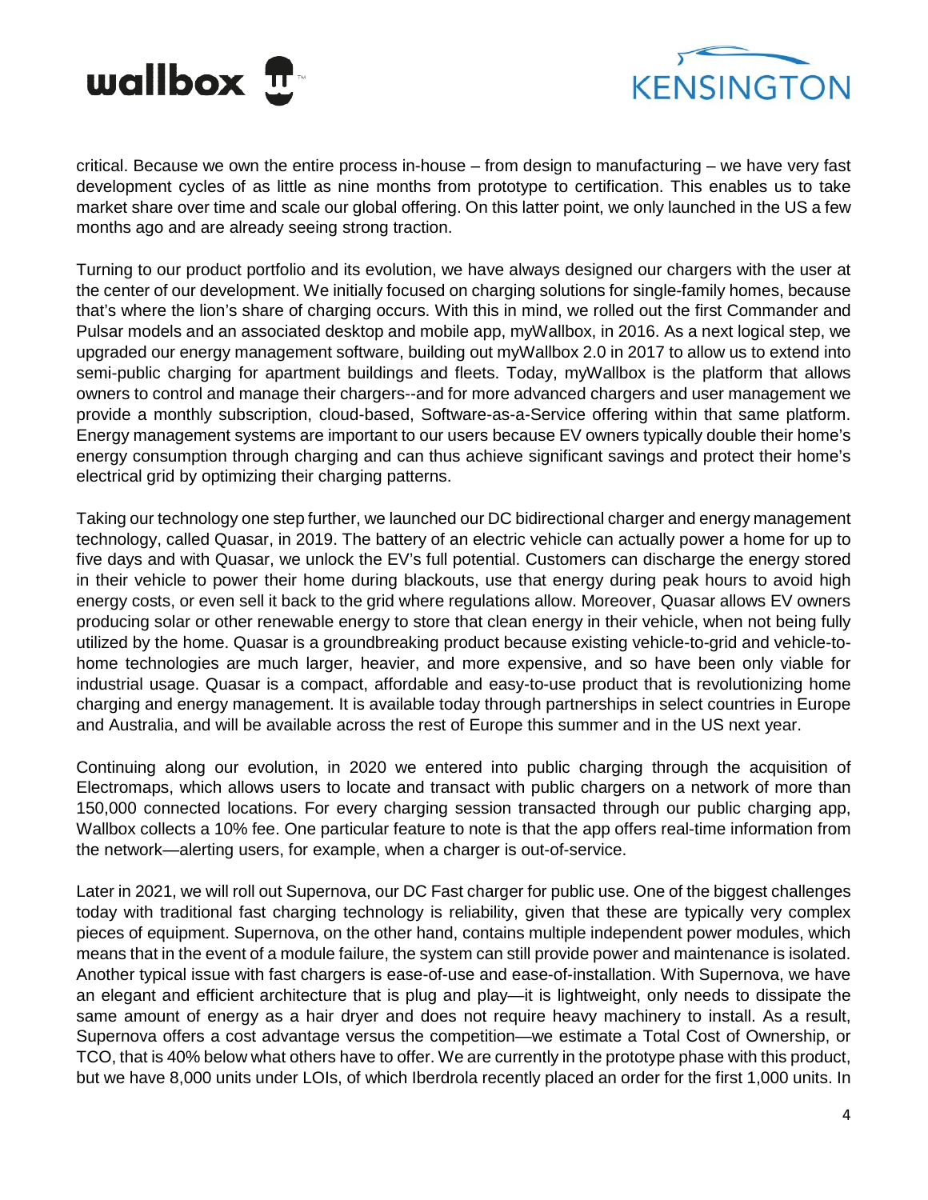critical. Because we own the entire process in-house – from design to manufacturing – we have very fast development cycles of as little as nine months from prototype to certification. This enables us to take market share over time and scale our global offering. On this latter point, we only launched in the US a few months ago and are already seeing strong traction.

Turning to our product portfolio and its evolution, we have always designed our chargers with the user at the center of our development. We initially focused on charging solutions for single-family homes, because that's where the lion's share of charging occurs. With this in mind, we rolled out the first Commander and Pulsar models and an associated desktop and mobile app, myWallbox, in 2016. As a next logical step, we upgraded our energy management software, building out myWallbox 2.0 in 2017 to allow us to extend into semi-public charging for apartment buildings and fleets. Today, myWallbox is the platform that allows owners to control and manage their chargers--and for more advanced chargers and user management we provide a monthly subscription, cloud-based, Software-as-a-Service offering within that same platform. Energy management systems are important to our users because EV owners typically double their home's energy consumption through charging and can thus achieve significant savings and protect their home's electrical grid by optimizing their charging patterns.

Taking our technology one step further, we launched our DC bidirectional charger and energy management technology, called Quasar, in 2019. The battery of an electric vehicle can actually power a home for up to five days and with Quasar, we unlock the EV's full potential. Customers can discharge the energy stored in their vehicle to power their home during blackouts, use that energy during peak hours to avoid high energy costs, or even sell it back to the grid where regulations allow. Moreover, Quasar allows EV owners producing solar or other renewable energy to store that clean energy in their vehicle, when not being fully utilized by the home. Quasar is a groundbreaking product because existing vehicle-to-grid and vehicle-to-home technologies are much larger, heavier, and more expensive, and so have been only viable for industrial usage. Quasar is a compact, affordable and easy-to-use product that is revolutionizing home charging and energy management. It is available today through partnerships in select countries in Europe and Australia, and will be available across the rest of Europe this summer and in the US next year.

Continuing along our evolution, in 2020 we entered into public charging through the acquisition of Electromaps, which allows users to locate and transact with public chargers on a network of more than 150,000 connected locations. For every charging session transacted through our public charging app, Wallbox collects a 10% fee. One particular feature to note is that the app offers real-time information from the network—alerting users, for example, when a charger is out-of-service.

Later in 2021, we will roll out Supernova, our DC Fast charger for public use. One of the biggest challenges today with traditional fast charging technology is reliability, given that these are typically very complex pieces of equipment. Supernova, on the other hand, contains multiple independent power modules, which means that in the event of a module failure, the system can still provide power and maintenance is isolated. Another typical issue with fast chargers is ease-of-use and ease-of-installation. With Supernova, we have an elegant and efficient architecture that is plug and play—it is lightweight, only needs to dissipate the same amount of energy as a hair dryer and does not require heavy machinery to install. As a result, Supernova offers a cost advantage versus the competition—we estimate a Total Cost of Ownership, or TCO, that is 40% below what others have to offer. We are currently in the prototype phase with this product, but we have 8,000 units under LOIs, of which Iberdrola recently placed an order for the first 1,000 units. In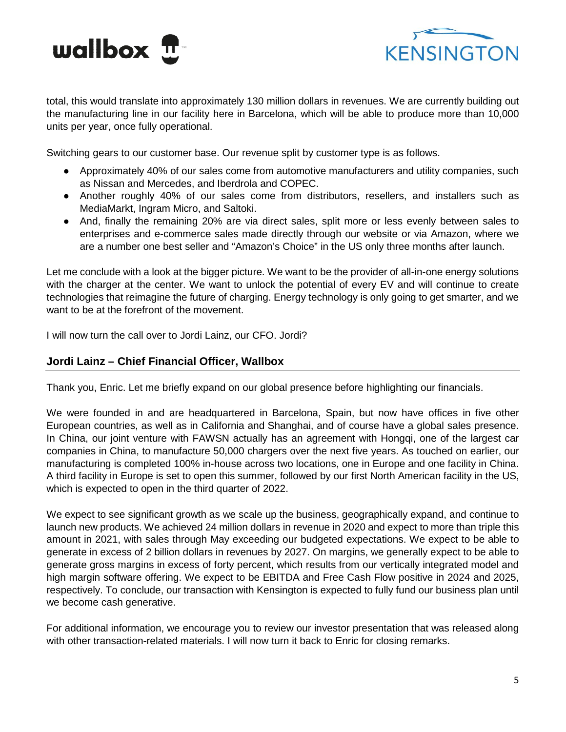total, this would translate into approximately 130 million dollars in revenues. We are currently building out the manufacturing line in our facility here in Barcelona, which will be able to produce more than 10,000 units per year, once fully operational.

Switching gears to our customer base. Our revenue split by customer type is as follows.

- Approximately 40% of our sales come from automotive manufacturers and utility companies, such as Nissan and Mercedes, and Iberdrola and COPEC.
- Another roughly 40% of our sales come from distributors, resellers, and installers such as MediaMarkt, Ingram Micro, and Saltoki.
- And, finally the remaining 20% are via direct sales, split more or less evenly between sales to enterprises and e-commerce sales made directly through our website or via Amazon, where we are a number one best seller and "Amazon's Choice" in the US only three months after launch.

Let me conclude with a look at the bigger picture. We want to be the provider of all-in-one energy solutions with the charger at the center. We want to unlock the potential of every EV and will continue to create technologies that reimagine the future of charging. Energy technology is only going to get smarter, and we want to be at the forefront of the movement.

I will now turn the call over to Jordi Lainz, our CFO. Jordi?

## Jordi Lainz – Chief Financial Officer, Wallbox

Thank you, Enric. Let me briefly expand on our global presence before highlighting our financials.

We were founded in and are headquartered in Barcelona, Spain, but now have offices in five other European countries, as well as in California and Shanghai, and of course have a global sales presence. In China, our joint venture with FAWSN actually has an agreement with Hongqi, one of the largest car companies in China, to manufacture 50,000 chargers over the next five years. As touched on earlier, our manufacturing is completed 100% in-house across two locations, one in Europe and one facility in China. A third facility in Europe is set to open this summer, followed by our first North American facility in the US, which is expected to open in the third quarter of 2022.

We expect to see significant growth as we scale up the business, geographically expand, and continue to launch new products. We achieved 24 million dollars in revenue in 2020 and expect to more than triple this amount in 2021, with sales through May exceeding our budgeted expectations. We expect to be able to generate in excess of 2 billion dollars in revenues by 2027. On margins, we generally expect to be able to generate gross margins in excess of forty percent, which results from our vertically integrated model and high margin software offering. We expect to be EBITDA and Free Cash Flow positive in 2024 and 2025, respectively. To conclude, our transaction with Kensington is expected to fully fund our business plan until we become cash generative.

For additional information, we encourage you to review our investor presentation that was released along with other transaction-related materials. I will now turn it back to Enric for closing remarks.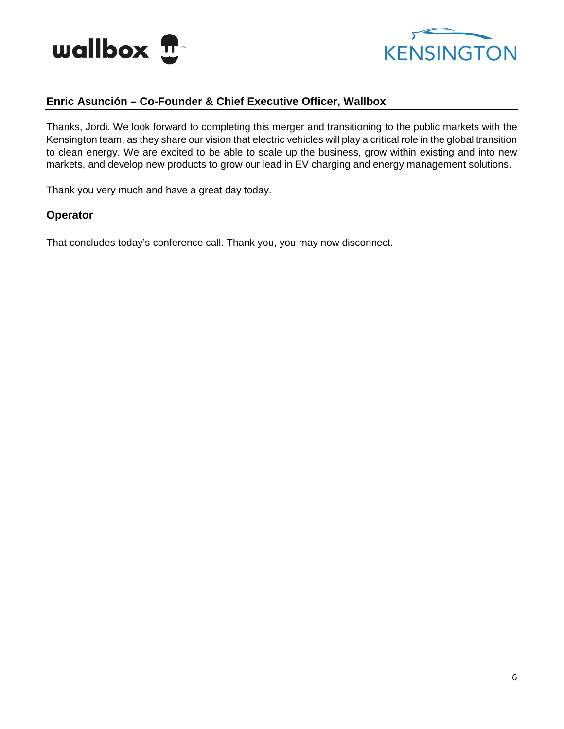**Enric Asunción – Co-Founder & Chief Executive Officer, Wallbox**

Thanks, Jordi. We look forward to completing this merger and transitioning to the public markets with the Kensington team, as they share our vision that electric vehicles will play a critical role in the global transition to clean energy. We are excited to be able to scale up the business, grow within existing and into new markets, and develop new products to grow our lead in EV charging and energy management solutions.

Thank you very much and have a great day today.

**Operator**

That concludes today's conference call. Thank you, you may now disconnect.